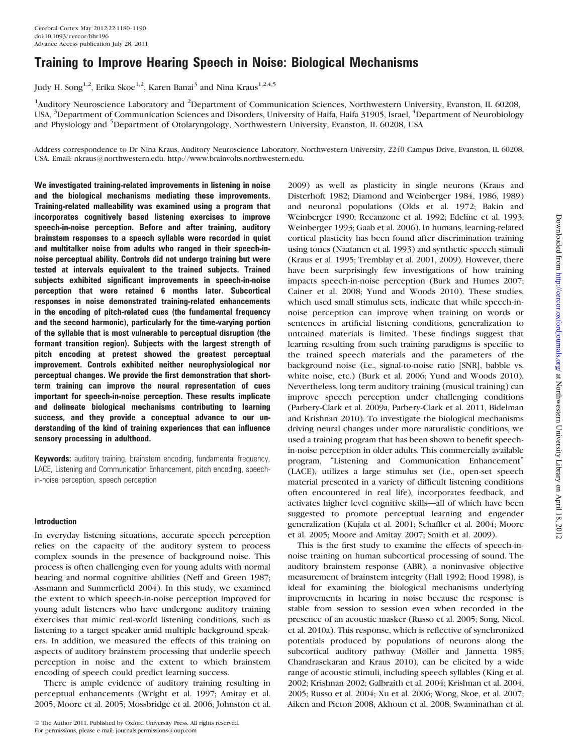# Training to Improve Hearing Speech in Noise: Biological Mechanisms

Judy H. Song[1,2], Erika Skoe[1,2], Karen Banai[3] and Nina Kraus[1,2,4,5]

[1]Auditory Neuroscience Laboratory and [2]Department of Communication Sciences, Northwestern University, Evanston, IL 60208, USA, [3]Department of Communication Sciences and Disorders, University of Haifa, Haifa 31905, Israel, [4]Department of Neurobiology and Physiology and [5]Department of Otolaryngology, Northwestern University, Evanston, IL 60208, USA

Address correspondence to Dr Nina Kraus, Auditory Neuroscience Laboratory, Northwestern University, 2240 Campus Drive, Evanston, IL 60208, USA. Email: nkraus@northwestern.edu. http://www.brainvolts.northwestern.edu.

**We investigated training-related improvements in listening in noise and the biological mechanisms mediating these improvements. Training-related malleability was examined using a program that incorporates cognitively based listening exercises to improve speech-in-noise perception. Before and after training, auditory brainstem responses to a speech syllable were recorded in quiet and multitalker noise from adults who ranged in their speech-in-noise perceptual ability. Controls did not undergo training but were tested at intervals equivalent to the trained subjects. Trained subjects exhibited significant improvements in speech-in-noise perception that were retained 6 months later. Subcortical responses in noise demonstrated training-related enhancements in the encoding of pitch-related cues (the fundamental frequency and the second harmonic), particularly for the time-varying portion of the syllable that is most vulnerable to perceptual disruption (the formant transition region). Subjects with the largest strength of pitch encoding at pretest showed the greatest perceptual improvement. Controls exhibited neither neurophysiological nor perceptual changes. We provide the first demonstration that short-term training can improve the neural representation of cues important for speech-in-noise perception. These results implicate and delineate biological mechanisms contributing to learning success, and they provide a conceptual advance to our understanding of the kind of training experiences that can influence sensory processing in adulthood.**

**Keywords:** auditory training, brainstem encoding, fundamental frequency, LACE, Listening and Communication Enhancement, pitch encoding, speech-in-noise perception, speech perception

## Introduction

In everyday listening situations, accurate speech perception relies on the capacity of the auditory system to process complex sounds in the presence of background noise. This process is often challenging even for young adults with normal hearing and normal cognitive abilities (Neff and Green 1987; Assmann and Summerfield 2004). In this study, we examined the extent to which speech-in-noise perception improved for young adult listeners who have undergone auditory training exercises that mimic real-world listening conditions, such as listening to a target speaker amid multiple background speakers. In addition, we measured the effects of this training on aspects of auditory brainstem processing that underlie speech perception in noise and the extent to which brainstem encoding of speech could predict learning success.

There is ample evidence of auditory training resulting in perceptual enhancements (Wright et al. 1997; Amitay et al. 2005; Moore et al. 2005; Mossbridge et al. 2006; Johnston et al. 2009) as well as plasticity in single neurons (Kraus and Disterhoft 1982; Diamond and Weinberger 1984, 1986, 1989) and neuronal populations (Olds et al. 1972; Bakin and Weinberger 1990; Recanzone et al. 1992; Edeline et al. 1993; Weinberger 1993; Gaab et al. 2006). In humans, learning-related cortical plasticity has been found after discrimination training using tones (Naatanen et al. 1993) and synthetic speech stimuli (Kraus et al. 1995; Tremblay et al. 2001, 2009). However, there have been surprisingly few investigations of how training impacts speech-in-noise perception (Burk and Humes 2007; Cainer et al. 2008; Yund and Woods 2010). These studies, which used small stimulus sets, indicate that while speech-in-noise perception can improve when training on words or sentences in artificial listening conditions, generalization to untrained materials is limited. These findings suggest that learning resulting from such training paradigms is specific to the trained speech materials and the parameters of the background noise (i.e., signal-to-noise ratio [SNR], babble vs. white noise, etc.) (Burk et al. 2006; Yund and Woods 2010). Nevertheless, long term auditory training (musical training) can improve speech perception under challenging conditions (Parbery-Clark et al. 2009a, Parbery-Clark et al. 2011, Bidelman and Krishnan 2010). To investigate the biological mechanisms driving neural changes under more naturalistic conditions, we used a training program that has been shown to benefit speech-in-noise perception in older adults. This commercially available program, "Listening and Communication Enhancement" (LACE), utilizes a large stimulus set (i.e., open-set speech material presented in a variety of difficult listening conditions often encountered in real life), incorporates feedback, and activates higher level cognitive skills—all of which have been suggested to promote perceptual learning and engender generalization (Kujala et al. 2001; Schaffler et al. 2004; Moore et al. 2005; Moore and Amitay 2007; Smith et al. 2009).

This is the first study to examine the effects of speech-in-noise training on human subcortical processing of sound. The auditory brainstem response (ABR), a noninvasive objective measurement of brainstem integrity (Hall 1992; Hood 1998), is ideal for examining the biological mechanisms underlying improvements in hearing in noise because the response is stable from session to session even when recorded in the presence of an acoustic masker (Russo et al. 2005; Song, Nicol, et al. 2010a). This response, which is reflective of synchronized potentials produced by populations of neurons along the subcortical auditory pathway (Møller and Jannetta 1985; Chandrasekaran and Kraus 2010), can be elicited by a wide range of acoustic stimuli, including speech syllables (King et al. 2002; Krishnan 2002; Galbraith et al. 2004; Krishnan et al. 2004, 2005; Russo et al. 2004; Xu et al. 2006; Wong, Skoe, et al. 2007; Aiken and Picton 2008; Akhoun et al. 2008; Swaminathan et al.

© The Author 2011. Published by Oxford University Press. All rights reserved. For permissions, please e-mail: journals.permissions@oup.com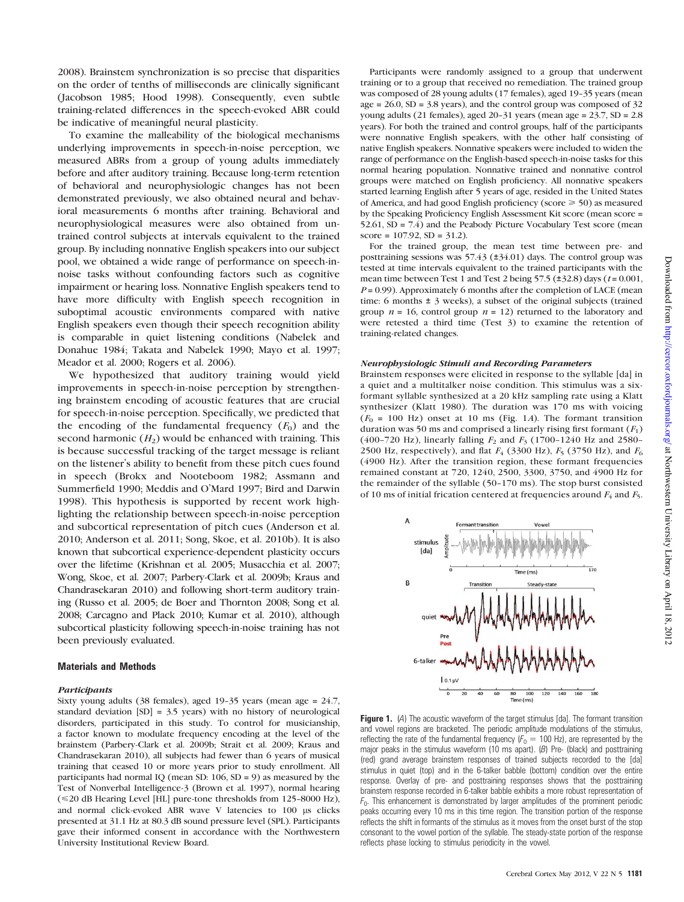2008). Brainstem synchronization is so precise that disparities on the order of tenths of milliseconds are clinically significant (Jacobson 1985; Hood 1998). Consequently, even subtle training-related differences in the speech-evoked ABR could be indicative of meaningful neural plasticity.

To examine the malleability of the biological mechanisms underlying improvements in speech-in-noise perception, we measured ABRs from a group of young adults immediately before and after auditory training. Because long-term retention of behavioral and neurophysiologic changes has not been demonstrated previously, we also obtained neural and behavioral measurements 6 months after training. Behavioral and neurophysiological measures were also obtained from untrained control subjects at intervals equivalent to the trained group. By including nonnative English speakers into our subject pool, we obtained a wide range of performance on speech-in-noise tasks without confounding factors such as cognitive impairment or hearing loss. Nonnative English speakers tend to have more difficulty with English speech recognition in suboptimal acoustic environments compared with native English speakers even though their speech recognition ability is comparable in quiet listening conditions (Nabelek and Donahue 1984; Takata and Nabelek 1990; Mayo et al. 1997; Meador et al. 2000; Rogers et al. 2006).

We hypothesized that auditory training would yield improvements in speech-in-noise perception by strengthening brainstem encoding of acoustic features that are crucial for speech-in-noise perception. Specifically, we predicted that the encoding of the fundamental frequency ($F_0$) and the second harmonic ($H_2$) would be enhanced with training. This is because successful tracking of the target message is reliant on the listener's ability to benefit from these pitch cues found in speech (Brokx and Nooteboom 1982; Assmann and Summerfield 1990; Meddis and O'Mard 1997; Bird and Darwin 1998). This hypothesis is supported by recent work highlighting the relationship between speech-in-noise perception and subcortical representation of pitch cues (Anderson et al. 2010; Anderson et al. 2011; Song, Skoe, et al. 2010b). It is also known that subcortical experience-dependent plasticity occurs over the lifetime (Krishnan et al. 2005; Musacchia et al. 2007; Wong, Skoe, et al. 2007; Parbery-Clark et al. 2009b; Kraus and Chandrasekaran 2010) and following short-term auditory training (Russo et al. 2005; de Boer and Thornton 2008; Song et al. 2008; Carcagno and Plack 2010; Kumar et al. 2010), although subcortical plasticity following speech-in-noise training has not been previously evaluated.

## Materials and Methods

### *Participants*

Sixty young adults (38 females), aged 19–35 years (mean age = 24.7, standard deviation [SD] = 3.5 years) with no history of neurological disorders, participated in this study. To control for musicianship, a factor known to modulate frequency encoding at the level of the brainstem (Parbery-Clark et al. 2009b; Strait et al. 2009; Kraus and Chandrasekaran 2010), all subjects had fewer than 6 years of musical training that ceased 10 or more years prior to study enrollment. All participants had normal IQ (mean SD: 106, SD = 9) as measured by the Test of Nonverbal Intelligence-3 (Brown et al. 1997), normal hearing (≤20 dB Hearing Level [HL] pure-tone thresholds from 125–8000 Hz), and normal click-evoked ABR wave V latencies to 100 μs clicks presented at 31.1 Hz at 80.3 dB sound pressure level (SPL). Participants gave their informed consent in accordance with the Northwestern University Institutional Review Board.

Participants were randomly assigned to a group that underwent training or to a group that received no remediation. The trained group was composed of 28 young adults (17 females), aged 19–35 years (mean age = 26.0, SD = 3.8 years), and the control group was composed of 32 young adults (21 females), aged 20–31 years (mean age = 23.7, SD = 2.8 years). For both the trained and control groups, half of the participants were nonnative English speakers, with the other half consisting of native English speakers. Nonnative speakers were included to widen the range of performance on the English-based speech-in-noise tasks for this normal hearing population. Nonnative trained and nonnative control groups were matched on English proficiency. All nonnative speakers started learning English after 5 years of age, resided in the United States of America, and had good English proficiency (score ≥ 50) as measured by the Speaking Proficiency English Assessment Kit score (mean score = 52.61, SD = 7.4) and the Peabody Picture Vocabulary Test score (mean score = 107.92, SD = 31.2).

For the trained group, the mean test time between pre- and posttraining sessions was 57.43 (±34.01) days. The control group was tested at time intervals equivalent to the trained participants with the mean time between Test 1 and Test 2 being 57.5 (±32.8) days ($t = 0.001$, $P = 0.99$). Approximately 6 months after the completion of LACE (mean time: 6 months ± 3 weeks), a subset of the original subjects (trained group $n = 16$, control group $n = 12$) returned to the laboratory and were retested a third time (Test 3) to examine the retention of training-related changes.

### *Neurophysiologic Stimuli and Recording Parameters*

Brainstem responses were elicited in response to the syllable [da] in a quiet and a multitalker noise condition. This stimulus was a six-formant syllable synthesized at a 20 kHz sampling rate using a Klatt synthesizer (Klatt 1980). The duration was 170 ms with voicing ($F_0$ = 100 Hz) onset at 10 ms (Fig. 1*A*). The formant transition duration was 50 ms and comprised a linearly rising first formant ($F_1$) (400–720 Hz), linearly falling $F_2$ and $F_3$ (1700–1240 Hz and 2580–2500 Hz, respectively), and flat $F_4$ (3300 Hz), $F_5$ (3750 Hz), and $F_6$ (4900 Hz). After the transition region, these formant frequencies remained constant at 720, 1240, 2500, 3300, 3750, and 4900 Hz for the remainder of the syllable (50–170 ms). The stop burst consisted of 10 ms of initial frication centered at frequencies around $F_4$ and $F_5$.

**Figure 1.** (*A*) The acoustic waveform of the target stimulus [da]. The formant transition and vowel regions are bracketed. The periodic amplitude modulations of the stimulus, reflecting the rate of the fundamental frequency ($F_0$ = 100 Hz), are represented by the major peaks in the stimulus waveform (10 ms apart). (*B*) Pre- (black) and posttraining (red) grand average brainstem responses of trained subjects recorded to the [da] stimulus in quiet (top) and in the 6-talker babble (bottom) condition over the entire response. Overlay of pre- and posttraining responses shows that the posttraining brainstem response recorded in 6-talker babble exhibits a more robust representation of $F_0$. This enhancement is demonstrated by larger amplitudes of the prominent periodic peaks occurring every 10 ms in this time region. The transition portion of the response reflects the shift in formants of the stimulus as it moves from the onset burst of the stop consonant to the vowel portion of the syllable. The steady-state portion of the response reflects phase locking to stimulus periodicity in the vowel.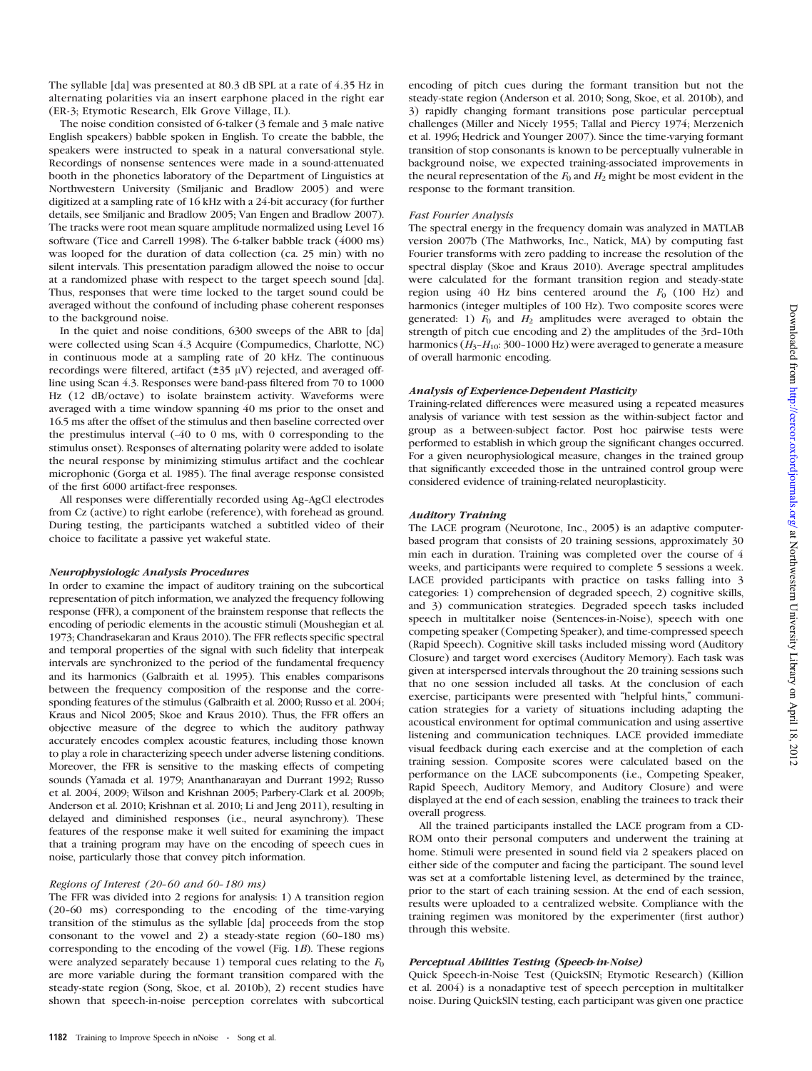The syllable [da] was presented at 80.3 dB SPL at a rate of 4.35 Hz in alternating polarities via an insert earphone placed in the right ear (ER-3; Etymotic Research, Elk Grove Village, IL).

The noise condition consisted of 6-talker (3 female and 3 male native English speakers) babble spoken in English. To create the babble, the speakers were instructed to speak in a natural conversational style. Recordings of nonsense sentences were made in a sound-attenuated booth in the phonetics laboratory of the Department of Linguistics at Northwestern University (Smiljanic and Bradlow 2005) and were digitized at a sampling rate of 16 kHz with a 24-bit accuracy (for further details, see Smiljanic and Bradlow 2005; Van Engen and Bradlow 2007). The tracks were root mean square amplitude normalized using Level 16 software (Tice and Carrell 1998). The 6-talker babble track (4000 ms) was looped for the duration of data collection (ca. 25 min) with no silent intervals. This presentation paradigm allowed the noise to occur at a randomized phase with respect to the target speech sound [da]. Thus, responses that were time locked to the target sound could be averaged without the confound of including phase coherent responses to the background noise.

In the quiet and noise conditions, 6300 sweeps of the ABR to [da] were collected using Scan 4.3 Acquire (Compumedics, Charlotte, NC) in continuous mode at a sampling rate of 20 kHz. The continuous recordings were filtered, artifact (±35 μV) rejected, and averaged offline using Scan 4.3. Responses were band-pass filtered from 70 to 1000 Hz (12 dB/octave) to isolate brainstem activity. Waveforms were averaged with a time window spanning 40 ms prior to the onset and 16.5 ms after the offset of the stimulus and then baseline corrected over the prestimulus interval (–40 to 0 ms, with 0 corresponding to the stimulus onset). Responses of alternating polarity were added to isolate the neural response by minimizing stimulus artifact and the cochlear microphonic (Gorga et al. 1985). The final average response consisted of the first 6000 artifact-free responses.

All responses were differentially recorded using Ag–AgCl electrodes from Cz (active) to right earlobe (reference), with forehead as ground. During testing, the participants watched a subtitled video of their choice to facilitate a passive yet wakeful state.

### *Neurophysiologic Analysis Procedures*

In order to examine the impact of auditory training on the subcortical representation of pitch information, we analyzed the frequency following response (FFR), a component of the brainstem response that reflects the encoding of periodic elements in the acoustic stimuli (Moushegian et al. 1973; Chandrasekaran and Kraus 2010). The FFR reflects specific spectral and temporal properties of the signal with such fidelity that interpeak intervals are synchronized to the period of the fundamental frequency and its harmonics (Galbraith et al. 1995). This enables comparisons between the frequency composition of the response and the corresponding features of the stimulus (Galbraith et al. 2000; Russo et al. 2004; Kraus and Nicol 2005; Skoe and Kraus 2010). Thus, the FFR offers an objective measure of the degree to which the auditory pathway accurately encodes complex acoustic features, including those known to play a role in characterizing speech under adverse listening conditions. Moreover, the FFR is sensitive to the masking effects of competing sounds (Yamada et al. 1979; Ananthanarayan and Durrant 1992; Russo et al. 2004, 2009; Wilson and Krishnan 2005; Parbery-Clark et al. 2009b; Anderson et al. 2010; Krishnan et al. 2010; Li and Jeng 2011), resulting in delayed and diminished responses (i.e., neural asynchrony). These features of the response make it well suited for examining the impact that a training program may have on the encoding of speech cues in noise, particularly those that convey pitch information.

#### *Regions of Interest (20–60 and 60–180 ms)*

The FFR was divided into 2 regions for analysis: 1) A transition region (20–60 ms) corresponding to the encoding of the time-varying transition of the stimulus as the syllable [da] proceeds from the stop consonant to the vowel and 2) a steady-state region (60–180 ms) corresponding to the encoding of the vowel (Fig. 1*B*). These regions were analyzed separately because 1) temporal cues relating to the $F_0$ are more variable during the formant transition compared with the steady-state region (Song, Skoe, et al. 2010b), 2) recent studies have shown that speech-in-noise perception correlates with subcortical encoding of pitch cues during the formant transition but not the steady-state region (Anderson et al. 2010; Song, Skoe, et al. 2010b), and 3) rapidly changing formant transitions pose particular perceptual challenges (Miller and Nicely 1955; Tallal and Piercy 1974; Merzenich et al. 1996; Hedrick and Younger 2007). Since the time-varying formant transition of stop consonants is known to be perceptually vulnerable in background noise, we expected training-associated improvements in the neural representation of the $F_0$ and $H_2$ might be most evident in the response to the formant transition.

#### *Fast Fourier Analysis*

The spectral energy in the frequency domain was analyzed in MATLAB version 2007b (The Mathworks, Inc., Natick, MA) by computing fast Fourier transforms with zero padding to increase the resolution of the spectral display (Skoe and Kraus 2010). Average spectral amplitudes were calculated for the formant transition region and steady-state region using 40 Hz bins centered around the $F_0$ (100 Hz) and harmonics (integer multiples of 100 Hz). Two composite scores were generated: 1) $F_0$ and $H_2$ amplitudes were averaged to obtain the strength of pitch cue encoding and 2) the amplitudes of the 3rd–10th harmonics ($H_3$–$H_{10}$: 300–1000 Hz) were averaged to generate a measure of overall harmonic encoding.

### *Analysis of Experience-Dependent Plasticity*

Training-related differences were measured using a repeated measures analysis of variance with test session as the within-subject factor and group as a between-subject factor. Post hoc pairwise tests were performed to establish in which group the significant changes occurred. For a given neurophysiological measure, changes in the trained group that significantly exceeded those in the untrained control group were considered evidence of training-related neuroplasticity.

### *Auditory Training*

The LACE program (Neurotone, Inc., 2005) is an adaptive computer-based program that consists of 20 training sessions, approximately 30 min each in duration. Training was completed over the course of 4 weeks, and participants were required to complete 5 sessions a week. LACE provided participants with practice on tasks falling into 3 categories: 1) comprehension of degraded speech, 2) cognitive skills, and 3) communication strategies. Degraded speech tasks included speech in multitalker noise (Sentences-in-Noise), speech with one competing speaker (Competing Speaker), and time-compressed speech (Rapid Speech). Cognitive skill tasks included missing word (Auditory Closure) and target word exercises (Auditory Memory). Each task was given at interspersed intervals throughout the 20 training sessions such that no one session included all tasks. At the conclusion of each exercise, participants were presented with "helpful hints," communication strategies for a variety of situations including adapting the acoustical environment for optimal communication and using assertive listening and communication techniques. LACE provided immediate visual feedback during each exercise and at the completion of each training session. Composite scores were calculated based on the performance on the LACE subcomponents (i.e., Competing Speaker, Rapid Speech, Auditory Memory, and Auditory Closure) and were displayed at the end of each session, enabling the trainees to track their overall progress.

All the trained participants installed the LACE program from a CD-ROM onto their personal computers and underwent the training at home. Stimuli were presented in sound field via 2 speakers placed on either side of the computer and facing the participant. The sound level was set at a comfortable listening level, as determined by the trainee, prior to the start of each training session. At the end of each session, results were uploaded to a centralized website. Compliance with the training regimen was monitored by the experimenter (first author) through this website.

### *Perceptual Abilities Testing (Speech-in-Noise)*

Quick Speech-in-Noise Test (QuickSIN; Etymotic Research) (Killion et al. 2004) is a nonadaptive test of speech perception in multitalker noise. During QuickSIN testing, each participant was given one practice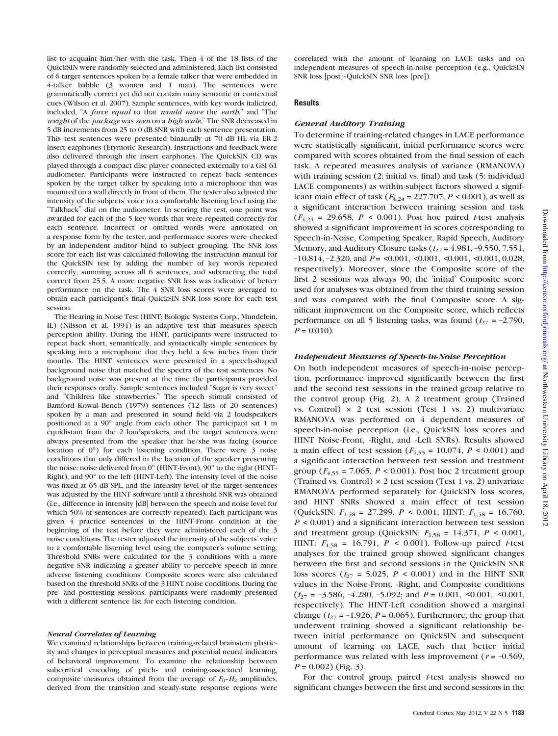list to acquaint him/her with the task. Then 4 of the 18 lists of the QuickSIN were randomly selected and administered. Each list consisted of 6 target sentences spoken by a female talker that were embedded in 4-talker babble (3 women and 1 man). The sentences were grammatically correct yet did not contain many semantic or contextual cues (Wilson et al. 2007). Sample sentences, with key words italicized, included, "A *force equal* to that *would move* the *earth*." and "The *weight* of the *package* was *seen* on a *high scale*." The SNR decreased in 5 dB increments from 25 to 0 dB SNR with each sentence presentation. This test sentences were presented binaurally at 70 dB HL via ER-2 insert earphones (Etymotic Research). Instructions and feedback were also delivered through the insert earphones. The QuickSIN CD was played through a compact disc player connected externally to a GSI 61 audiometer. Participants were instructed to repeat back sentences spoken by the target talker by speaking into a microphone that was mounted on a wall directly in front of them. The tester also adjusted the intensity of the subjects' voice to a comfortable listening level using the "Talkback" dial on the audiometer. In scoring the test, one point was awarded for each of the 5 key words that were repeated correctly for each sentence. Incorrect or omitted words were annotated on a response form by the tester, and performance scores were checked by an independent auditor blind to subject grouping. The SNR loss score for each list was calculated following the instruction manual for the QuickSIN test by adding the number of key words repeated correctly, summing across all 6 sentences, and subtracting the total correct from 25.5. A more negative SNR loss was indicative of better performance on the task. The 4 SNR loss scores were averaged to obtain each participant's final QuickSIN SNR loss score for each test session.

The Hearing in Noise Test (HINT; Biologic Systems Corp., Mundelein, IL) (Nilsson et al. 1994) is an adaptive test that measures speech perception ability. During the HINT, participants were instructed to repeat back short, semantically, and syntactically simple sentences by speaking into a microphone that they held a few inches from their mouths. The HINT sentences were presented in a speech-shaped background noise that matched the spectra of the test sentences. No background noise was present at the time the participants provided their responses orally. Sample sentences included "Sugar is very sweet" and "Children like strawberries." The speech stimuli consisted of Bamford–Kowal–Bench (1979) sentences (12 lists of 20 sentences) spoken by a man and presented in sound field via 2 loudspeakers positioned at a 90° angle from each other. The participant sat 1 m equidistant from the 2 loudspeakers, and the target sentences were always presented from the speaker that he/she was facing (source location of 0°) for each listening condition. There were 3 noise conditions that only differed in the location of the speaker presenting the noise: noise delivered from 0° (HINT-Front), 90° to the right (HINT-Right), and 90° to the left (HINT-Left). The intensity level of the noise was fixed at 65 dB SPL, and the intensity level of the target sentences was adjusted by the HINT software until a threshold SNR was obtained (i.e., difference in intensity [dB] between the speech and noise level for which 50% of sentences are correctly repeated). Each participant was given 4 practice sentences in the HINT-Front condition at the beginning of the test before they were administered each of the 3 noise conditions. The tester adjusted the intensity of the subjects' voice to a comfortable listening level using the computer's volume setting. Threshold SNRs were calculated for the 3 conditions with a more negative SNR indicating a greater ability to perceive speech in more adverse listening conditions. Composite scores were also calculated based on the threshold SNRs of the 3 HINT noise conditions. During the pre- and posttesting sessions, participants were randomly presented with a different sentence list for each listening condition.

### *Neural Correlates of Learning*

We examined relationships between training-related brainstem plasticity and changes in perceptual measures and potential neural indicators of behavioral improvement. To examine the relationship between subcortical encoding of pitch- and training-associated learning, composite measures obtained from the average of $F_0$–$H_2$ amplitudes, derived from the transition and steady-state response regions were correlated with the amount of learning on LACE tasks and on independent measures of speech-in-noise perception (e.g., QuickSIN SNR loss [post]–QuickSIN SNR loss [pre]).

## Results

### *General Auditory Training*

To determine if training-related changes in LACE performance were statistically significant, initial performance scores were compared with scores obtained from the final session of each task. A repeated measures analysis of variance (RMANOVA) with training session (2: initial vs. final) and task (5: individual LACE components) as within-subject factors showed a significant main effect of task ($F_{4,24} = 227.707$, $P < 0.001$), as well as a significant interaction between training session and task ($F_{4,24} = 29.658$, $P < 0.001$). Post hoc paired *t*-test analysis showed a significant improvement in scores corresponding to Speech-in-Noise, Competing Speaker, Rapid Speech, Auditory Memory, and Auditory Closure tasks ($t_{27} = 4.981, -9.550, 7.551, -10.814, -2.320$, and $P = <0.001, <0.001, <0.001, <0.001, 0.028$, respectively). Moreover, since the Composite score of the first 2 sessions was always 90, the 'initial' Composite score used for analyses was obtained from the third training session and was compared with the final Composite score. A significant improvement on the Composite score, which reflects performance on all 5 listening tasks, was found ($t_{27} = -2.790$, $P = 0.010$).

### *Independent Measures of Speech-in-Noise Perception*

On both independent measures of speech-in-noise perception, performance improved significantly between the first and the second test sessions in the trained group relative to the control group (Fig. 2). A 2 treatment group (Trained vs. Control) × 2 test session (Test 1 vs. 2) multivariate RMANOVA was performed on 4 dependent measures of speech-in-noise perception (i.e., QuickSIN loss scores and HINT Noise-Front, -Right, and -Left SNRs). Results showed a main effect of test session ($F_{4,55} = 10.074$, $P < 0.001$) and a significant interaction between test session and treatment group ($F_{4,55} = 7.065$, $P < 0.001$). Post hoc 2 treatment group (Trained vs. Control) × 2 test session (Test 1 vs. 2) univariate RMANOVA performed separately for QuickSIN loss scores, and HINT SNRs showed a main effect of test session (QuickSIN: $F_{1,58} = 27.299$, $P < 0.001$; HINT: $F_{1,58} = 16.760$, $P < 0.001$) and a significant interaction between test session and treatment group (QuickSIN: $F_{1,58} = 14.371$, $P < 0.001$, HINT: $F_{1,58} = 16.791$, $P < 0.001$). Follow-up paired *t*-test analyses for the trained group showed significant changes between the first and second sessions in the QuickSIN SNR loss scores ($t_{27} = 5.025$, $P < 0.001$) and in the HINT SNR values in the Noise-Front, -Right, and Composite conditions ($t_{27} = -3.586, -4.280, -5.092$; and $P = 0.001, <0.001, <0.001$, respectively). The HINT-Left condition showed a marginal change ($t_{27} = -1.926$, $P = 0.065$). Furthermore, the group that underwent training showed a significant relationship between initial performance on QuickSIN and subsequent amount of learning on LACE, such that better initial performance was related with less improvement ($r = -0.569$, $P = 0.002$) (Fig. 3).

For the control group, paired *t*-test analysis showed no significant changes between the first and second sessions in the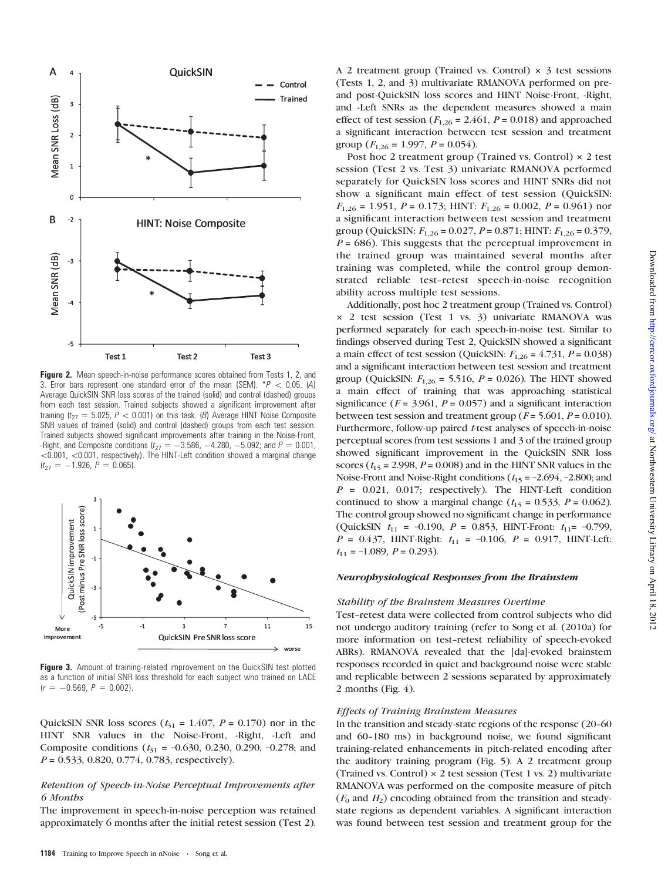**Figure 2.** Mean speech-in-noise performance scores obtained from Tests 1, 2, and 3. Error bars represent one standard error of the mean (SEM). *$P < 0.05$. (A) Average QuickSIN SNR loss scores of the trained (solid) and control (dashed) groups from each test session. Trained subjects showed a significant improvement after training ($t_{27} = 5.025$, $P < 0.001$) on this task. (B) Average HINT Noise Composite SNR values of trained (solid) and control (dashed) groups from each test session. Trained subjects showed significant improvements after training in the Noise-Front, -Right, and Composite conditions ($t_{27} = -3.586$, $-4.280$, $-5.092$; and $P = 0.001$, $<0.001$, $<0.001$, respectively). The HINT-Left condition showed a marginal change ($t_{27} = -1.926$, $P = 0.065$).

**Figure 3.** Amount of training-related improvement on the QuickSIN test plotted as a function of initial SNR loss threshold for each subject who trained on LACE ($r = -0.569$, $P = 0.002$).

QuickSIN SNR loss scores ($t_{31}$ = 1.407, $P$ = 0.170) nor in the HINT SNR values in the Noise-Front, -Right, -Left and Composite conditions ($t_{31}$ = –0.630, 0.230, 0.290, –0.278; and $P$ = 0.533, 0.820, 0.774, 0.783, respectively).

### *Retention of Speech-in-Noise Perceptual Improvements after 6 Months*

The improvement in speech-in-noise perception was retained approximately 6 months after the initial retest session (Test 2). A 2 treatment group (Trained vs. Control) × 3 test sessions (Tests 1, 2, and 3) multivariate RMANOVA performed on pre- and post-QuickSIN loss scores and HINT Noise-Front, -Right, and -Left SNRs as the dependent measures showed a main effect of test session ($F_{1,26}$ = 2.461, $P$ = 0.018) and approached a significant interaction between test session and treatment group ($F_{1,26}$ = 1.997, $P$ = 0.054).

Post hoc 2 treatment group (Trained vs. Control) × 2 test session (Test 2 vs. Test 3) univariate RMANOVA performed separately for QuickSIN loss scores and HINT SNRs did not show a significant main effect of test session (QuickSIN: $F_{1,26}$ = 1.951, $P$ = 0.173; HINT: $F_{1,26}$ = 0.002, $P$ = 0.961) nor a significant interaction between test session and treatment group (QuickSIN: $F_{1,26}$ = 0.027, $P$ = 0.871; HINT: $F_{1,26}$ = 0.379, $P$ = 686). This suggests that the perceptual improvement in the trained group was maintained several months after training was completed, while the control group demonstrated reliable test–retest speech-in-noise recognition ability across multiple test sessions.

Additionally, post hoc 2 treatment group (Trained vs. Control) × 2 test session (Test 1 vs. 3) univariate RMANOVA was performed separately for each speech-in-noise test. Similar to findings observed during Test 2, QuickSIN showed a significant a main effect of test session (QuickSIN: $F_{1,26}$ = 4.731, $P$ = 0.038) and a significant interaction between test session and treatment group (QuickSIN: $F_{1,26}$ = 5.516, $P$ = 0.026). The HINT showed a main effect of training that was approaching statistical significance ($F$ = 3.961, $P$ = 0.057) and a significant interaction between test session and treatment group ($F$ = 5.601, $P$ = 0.010). Furthermore, follow-up paired $t$-test analyses of speech-in-noise perceptual scores from test sessions 1 and 3 of the trained group showed significant improvement in the QuickSIN SNR loss scores ($t_{15}$ = 2.998, $P$ = 0.008) and in the HINT SNR values in the Noise-Front and Noise-Right conditions ($t_{15}$ = –2.694, –2.800; and $P$ = 0.021, 0.017; respectively). The HINT-Left condition continued to show a marginal change ($t_{15}$ = 0.533, $P$ = 0.062). The control group showed no significant change in performance (QuickSIN $t_{11}$ = –0.190, $P$ = 0.853, HINT-Front: $t_{11}$= –0.799, $P$ = 0.437, HINT-Right: $t_{11}$ = –0.106, $P$ = 0.917, HINT-Left: $t_{11}$ = –1.089, $P$ = 0.293).

## *Neurophysiological Responses from the Brainstem*

### *Stability of the Brainstem Measures Overtime*

Test–retest data were collected from control subjects who did not undergo auditory training (refer to Song et al. (2010a) for more information on test–retest reliability of speech-evoked ABRs). RMANOVA revealed that the [da]-evoked brainstem responses recorded in quiet and background noise were stable and replicable between 2 sessions separated by approximately 2 months (Fig. 4).

### *Effects of Training Brainstem Measures*

In the transition and steady-state regions of the response (20–60 and 60–180 ms) in background noise, we found significant training-related enhancements in pitch-related encoding after the auditory training program (Fig. 5). A 2 treatment group (Trained vs. Control) × 2 test session (Test 1 vs. 2) multivariate RMANOVA was performed on the composite measure of pitch ($F_0$ and $H_2$) encoding obtained from the transition and steady-state regions as dependent variables. A significant interaction was found between test session and treatment group for the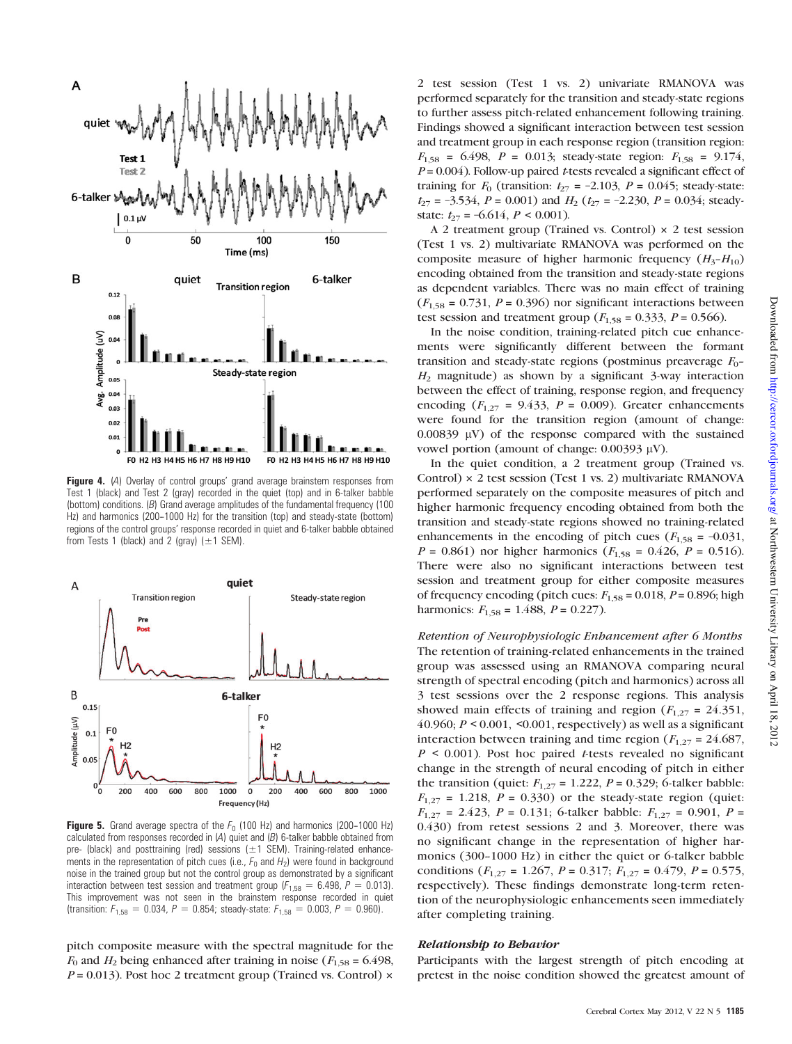**Figure 4.** (*A*) Overlay of control groups' grand average brainstem responses from Test 1 (black) and Test 2 (gray) recorded in the quiet (top) and in 6-talker babble (bottom) conditions. (*B*) Grand average amplitudes of the fundamental frequency (100 Hz) and harmonics (200–1000 Hz) for the transition (top) and steady-state (bottom) regions of the control groups' response recorded in quiet and 6-talker babble obtained from Tests 1 (black) and 2 (gray) (±1 SEM).

**Figure 5.** Grand average spectra of the $F_0$ (100 Hz) and harmonics (200–1000 Hz) calculated from responses recorded in (*A*) quiet and (*B*) 6-talker babble obtained from pre- (black) and posttraining (red) sessions (±1 SEM). Training-related enhancements in the representation of pitch cues (i.e., $F_0$ and $H_2$) were found in background noise in the trained group but not the control group as demonstrated by a significant interaction between test session and treatment group ($F_{1,58} = 6.498$, $P = 0.013$). This improvement was not seen in the brainstem response recorded in quiet (transition: $F_{1,58} = 0.034$, $P = 0.854$; steady-state: $F_{1,58} = 0.003$, $P = 0.960$).

pitch composite measure with the spectral magnitude for the $F_0$ and $H_2$ being enhanced after training in noise ($F_{1,58} = 6.498$, $P = 0.013$). Post hoc 2 treatment group (Trained vs. Control) × 2 test session (Test 1 vs. 2) univariate RMANOVA was performed separately for the transition and steady-state regions to further assess pitch-related enhancement following training. Findings showed a significant interaction between test session and treatment group in each response region (transition region: $F_{1,58} = 6.498$, $P = 0.013$; steady-state region: $F_{1,58} = 9.174$, $P = 0.004$). Follow-up paired $t$-tests revealed a significant effect of training for $F_0$ (transition: $t_{27} = -2.103$, $P = 0.045$; steady-state: $t_{27} = -3.534$, $P = 0.001$) and $H_2$ ($t_{27} = -2.230$, $P = 0.034$; steady-state: $t_{27} = -6.614$, $P < 0.001$).

A 2 treatment group (Trained vs. Control) × 2 test session (Test 1 vs. 2) multivariate RMANOVA was performed on the composite measure of higher harmonic frequency ($H_3$–$H_{10}$) encoding obtained from the transition and steady-state regions as dependent variables. There was no main effect of training ($F_{1,58} = 0.731$, $P = 0.396$) nor significant interactions between test session and treatment group ($F_{1,58} = 0.333$, $P = 0.566$).

In the noise condition, training-related pitch cue enhancements were significantly different between the formant transition and steady-state regions (postminus preaverage $F_0$–$H_2$ magnitude) as shown by a significant 3-way interaction between the effect of training, response region, and frequency encoding ($F_{1,27} = 9.433$, $P = 0.009$). Greater enhancements were found for the transition region (amount of change: 0.00839 μV) of the response compared with the sustained vowel portion (amount of change: 0.00393 μV).

In the quiet condition, a 2 treatment group (Trained vs. Control) × 2 test session (Test 1 vs. 2) multivariate RMANOVA performed separately on the composite measures of pitch and higher harmonic frequency encoding obtained from both the transition and steady-state regions showed no training-related enhancements in the encoding of pitch cues ($F_{1,58} = -0.031$, $P = 0.861$) nor higher harmonics ($F_{1,58} = 0.426$, $P = 0.516$). There were also no significant interactions between test session and treatment group for either composite measures of frequency encoding (pitch cues: $F_{1,58} = 0.018$, $P = 0.896$; high harmonics: $F_{1,58} = 1.488$, $P = 0.227$).

*Retention of Neurophysiologic Enhancement after 6 Months*

The retention of training-related enhancements in the trained group was assessed using an RMANOVA comparing neural strength of spectral encoding (pitch and harmonics) across all 3 test sessions over the 2 response regions. This analysis showed main effects of training and region ($F_{1,27} = 24.351$, 40.960; $P < 0.001$, <0.001, respectively) as well as a significant interaction between training and time region ($F_{1,27} = 24.687$, $P < 0.001$). Post hoc paired $t$-tests revealed no significant change in the strength of neural encoding of pitch in either the transition (quiet: $F_{1,27} = 1.222$, $P = 0.329$; 6-talker babble: $F_{1,27} = 1.218$, $P = 0.330$) or the steady-state region (quiet: $F_{1,27} = 2.423$, $P = 0.131$; 6-talker babble: $F_{1,27} = 0.901$, $P = 0.430$) from retest sessions 2 and 3. Moreover, there was no significant change in the representation of higher harmonics (300–1000 Hz) in either the quiet or 6-talker babble conditions ($F_{1,27} = 1.267$, $P = 0.317$; $F_{1,27} = 0.479$, $P = 0.575$, respectively). These findings demonstrate long-term retention of the neurophysiologic enhancements seen immediately after completing training.

***Relationship to Behavior***

Participants with the largest strength of pitch encoding at pretest in the noise condition showed the greatest amount of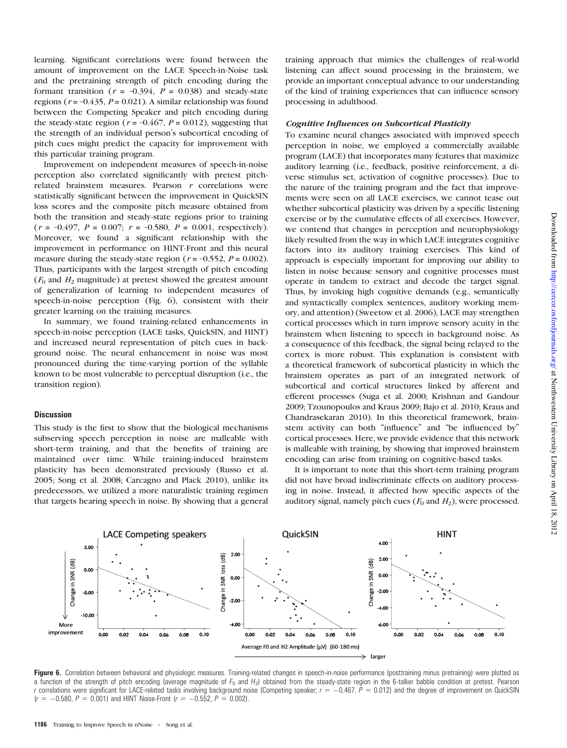learning. Significant correlations were found between the amount of improvement on the LACE Speech-in-Noise task and the pretraining strength of pitch encoding during the formant transition ($r$ = –0.394, $P$ = 0.038) and steady-state regions ($r$ = –0.435, $P$ = 0.021). A similar relationship was found between the Competing Speaker and pitch encoding during the steady-state region ($r$ = –0.467, $P$ = 0.012), suggesting that the strength of an individual person's subcortical encoding of pitch cues might predict the capacity for improvement with this particular training program.

Improvement on independent measures of speech-in-noise perception also correlated significantly with pretest pitch-related brainstem measures. Pearson $r$ correlations were statistically significant between the improvement in QuickSIN loss scores and the composite pitch measure obtained from both the transition and steady-state regions prior to training ($r$ = –0.497, $P$ = 0.007; $r$ = –0.580, $P$ = 0.001, respectively). Moreover, we found a significant relationship with the improvement in performance on HINT-Front and this neural measure during the steady-state region ($r$ = –0.552, $P$ = 0.002). Thus, participants with the largest strength of pitch encoding ($F_0$ and $H_2$ magnitude) at pretest showed the greatest amount of generalization of learning to independent measures of speech-in-noise perception (Fig. 6), consistent with their greater learning on the training measures.

In summary, we found training-related enhancements in speech-in-noise perception (LACE tasks, QuickSIN, and HINT) and increased neural representation of pitch cues in background noise. The neural enhancement in noise was most pronounced during the time-varying portion of the syllable known to be most vulnerable to perceptual disruption (i.e., the transition region).

## Discussion

This study is the first to show that the biological mechanisms subserving speech perception in noise are malleable with short-term training, and that the benefits of training are maintained over time. While training-induced brainstem plasticity has been demonstrated previously (Russo et al. 2005; Song et al. 2008; Carcagno and Plack 2010), unlike its predecessors, we utilized a more naturalistic training regimen that targets hearing speech in noise. By showing that a general training approach that mimics the challenges of real-world listening can affect sound processing in the brainstem, we provide an important conceptual advance to our understanding of the kind of training experiences that can influence sensory processing in adulthood.

### *Cognitive Influences on Subcortical Plasticity*

To examine neural changes associated with improved speech perception in noise, we employed a commercially available program (LACE) that incorporates many features that maximize auditory learning (i.e., feedback, positive reinforcement, a diverse stimulus set, activation of cognitive processes). Due to the nature of the training program and the fact that improvements were seen on all LACE exercises, we cannot tease out whether subcortical plasticity was driven by a specific listening exercise or by the cumulative effects of all exercises. However, we contend that changes in perception and neurophysiology likely resulted from the way in which LACE integrates cognitive factors into its auditory training exercises. This kind of approach is especially important for improving our ability to listen in noise because sensory and cognitive processes must operate in tandem to extract and decode the target signal. Thus, by invoking high cognitive demands (e.g., semantically and syntactically complex sentences, auditory working memory, and attention) (Sweetow et al. 2006), LACE may strengthen cortical processes which in turn improve sensory acuity in the brainstem when listening to speech in background noise. As a consequence of this feedback, the signal being relayed to the cortex is more robust. This explanation is consistent with a theoretical framework of subcortical plasticity in which the brainstem operates as part of an integrated network of subcortical and cortical structures linked by afferent and efferent processes (Suga et al. 2000; Krishnan and Gandour 2009; Tzounopoulos and Kraus 2009; Bajo et al. 2010; Kraus and Chandrasekaran 2010). In this theoretical framework, brainstem activity can both "influence" and "be influenced by" cortical processes. Here, we provide evidence that this network is malleable with training, by showing that improved brainstem encoding can arise from training on cognitive-based tasks.

It is important to note that this short-term training program did not have broad indiscriminate effects on auditory processing in noise. Instead, it affected how specific aspects of the auditory signal, namely pitch cues ($F_0$ and $H_2$), were processed.

**Figure 6.** Correlation between behavioral and physiologic measures. Training-related changes in speech-in-noise performance (posttraining minus pretraining) were plotted as a function of the strength of pitch encoding (average magnitude of $F_0$ and $H_2$) obtained from the steady-state region in the 6-talker babble condition at pretest. Pearson $r$ correlations were significant for LACE-related tasks involving background noise (Competing speaker; $r = -0.467$, $P = 0.012$) and the degree of improvement on QuickSIN ($r = -0.580$, $P = 0.001$) and HINT Noise-Front ($r = -0.552$, $P = 0.002$).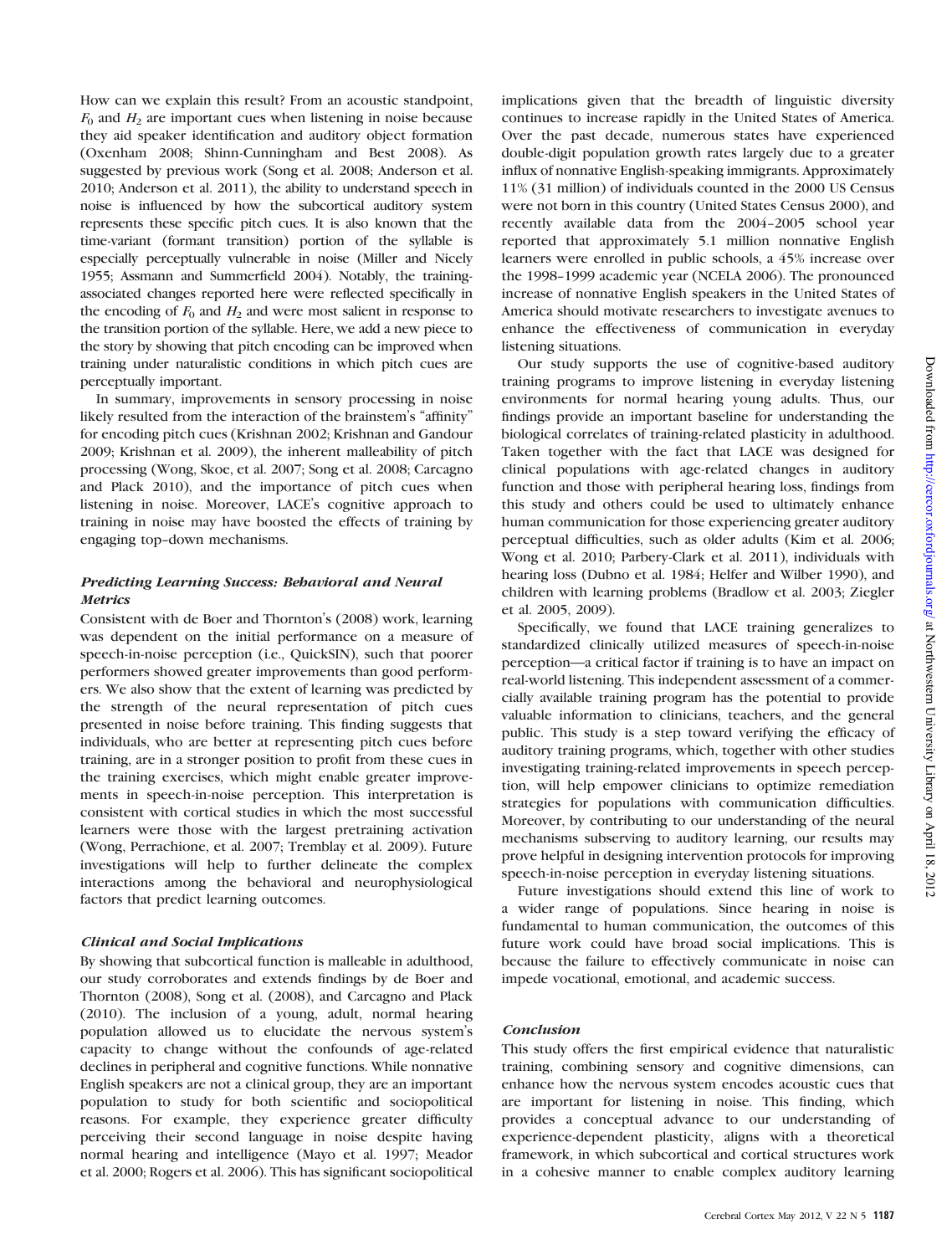How can we explain this result? From an acoustic standpoint, $F_0$ and $H_2$ are important cues when listening in noise because they aid speaker identification and auditory object formation (Oxenham 2008; Shinn-Cunningham and Best 2008). As suggested by previous work (Song et al. 2008; Anderson et al. 2010; Anderson et al. 2011), the ability to understand speech in noise is influenced by how the subcortical auditory system represents these specific pitch cues. It is also known that the time-variant (formant transition) portion of the syllable is especially perceptually vulnerable in noise (Miller and Nicely 1955; Assmann and Summerfield 2004). Notably, the training-associated changes reported here were reflected specifically in the encoding of $F_0$ and $H_2$ and were most salient in response to the transition portion of the syllable. Here, we add a new piece to the story by showing that pitch encoding can be improved when training under naturalistic conditions in which pitch cues are perceptually important.

In summary, improvements in sensory processing in noise likely resulted from the interaction of the brainstem's "affinity" for encoding pitch cues (Krishnan 2002; Krishnan and Gandour 2009; Krishnan et al. 2009), the inherent malleability of pitch processing (Wong, Skoe, et al. 2007; Song et al. 2008; Carcagno and Plack 2010), and the importance of pitch cues when listening in noise. Moreover, LACE's cognitive approach to training in noise may have boosted the effects of training by engaging top–down mechanisms.

### *Predicting Learning Success: Behavioral and Neural Metrics*

Consistent with de Boer and Thornton's (2008) work, learning was dependent on the initial performance on a measure of speech-in-noise perception (i.e., QuickSIN), such that poorer performers showed greater improvements than good performers. We also show that the extent of learning was predicted by the strength of the neural representation of pitch cues presented in noise before training. This finding suggests that individuals, who are better at representing pitch cues before training, are in a stronger position to profit from these cues in the training exercises, which might enable greater improvements in speech-in-noise perception. This interpretation is consistent with cortical studies in which the most successful learners were those with the largest pretraining activation (Wong, Perrachione, et al. 2007; Tremblay et al. 2009). Future investigations will help to further delineate the complex interactions among the behavioral and neurophysiological factors that predict learning outcomes.

### *Clinical and Social Implications*

By showing that subcortical function is malleable in adulthood, our study corroborates and extends findings by de Boer and Thornton (2008), Song et al. (2008), and Carcagno and Plack (2010). The inclusion of a young, adult, normal hearing population allowed us to elucidate the nervous system's capacity to change without the confounds of age-related declines in peripheral and cognitive functions. While nonnative English speakers are not a clinical group, they are an important population to study for both scientific and sociopolitical reasons. For example, they experience greater difficulty perceiving their second language in noise despite having normal hearing and intelligence (Mayo et al. 1997; Meador et al. 2000; Rogers et al. 2006). This has significant sociopolitical implications given that the breadth of linguistic diversity continues to increase rapidly in the United States of America. Over the past decade, numerous states have experienced double-digit population growth rates largely due to a greater influx of nonnative English-speaking immigrants. Approximately 11% (31 million) of individuals counted in the 2000 US Census were not born in this country (United States Census 2000), and recently available data from the 2004–2005 school year reported that approximately 5.1 million nonnative English learners were enrolled in public schools, a 45% increase over the 1998–1999 academic year (NCELA 2006). The pronounced increase of nonnative English speakers in the United States of America should motivate researchers to investigate avenues to enhance the effectiveness of communication in everyday listening situations.

Our study supports the use of cognitive-based auditory training programs to improve listening in everyday listening environments for normal hearing young adults. Thus, our findings provide an important baseline for understanding the biological correlates of training-related plasticity in adulthood. Taken together with the fact that LACE was designed for clinical populations with age-related changes in auditory function and those with peripheral hearing loss, findings from this study and others could be used to ultimately enhance human communication for those experiencing greater auditory perceptual difficulties, such as older adults (Kim et al. 2006; Wong et al. 2010; Parbery-Clark et al. 2011), individuals with hearing loss (Dubno et al. 1984; Helfer and Wilber 1990), and children with learning problems (Bradlow et al. 2003; Ziegler et al. 2005, 2009).

Specifically, we found that LACE training generalizes to standardized clinically utilized measures of speech-in-noise perception—a critical factor if training is to have an impact on real-world listening. This independent assessment of a commercially available training program has the potential to provide valuable information to clinicians, teachers, and the general public. This study is a step toward verifying the efficacy of auditory training programs, which, together with other studies investigating training-related improvements in speech perception, will help empower clinicians to optimize remediation strategies for populations with communication difficulties. Moreover, by contributing to our understanding of the neural mechanisms subserving to auditory learning, our results may prove helpful in designing intervention protocols for improving speech-in-noise perception in everyday listening situations.

Future investigations should extend this line of work to a wider range of populations. Since hearing in noise is fundamental to human communication, the outcomes of this future work could have broad social implications. This is because the failure to effectively communicate in noise can impede vocational, emotional, and academic success.

### *Conclusion*

This study offers the first empirical evidence that naturalistic training, combining sensory and cognitive dimensions, can enhance how the nervous system encodes acoustic cues that are important for listening in noise. This finding, which provides a conceptual advance to our understanding of experience-dependent plasticity, aligns with a theoretical framework, in which subcortical and cortical structures work in a cohesive manner to enable complex auditory learning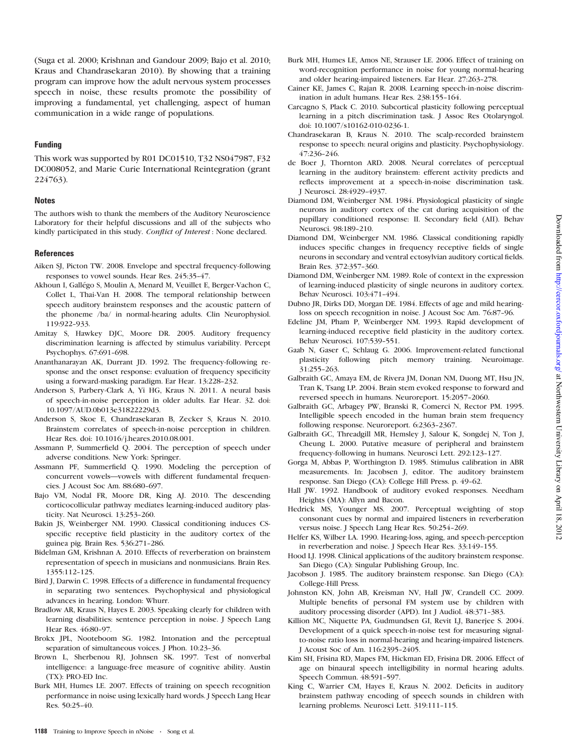(Suga et al. 2000; Krishnan and Gandour 2009; Bajo et al. 2010; Kraus and Chandrasekaran 2010). By showing that a training program can improve how the adult nervous system processes speech in noise, these results promote the possibility of improving a fundamental, yet challenging, aspect of human communication in a wide range of populations.

## Funding

This work was supported by R01 DC01510, T32 NS047987, F32 DC008052, and Marie Curie International Reintegration (grant 224763).

## Notes

The authors wish to thank the members of the Auditory Neuroscience Laboratory for their helpful discussions and all of the subjects who kindly participated in this study. *Conflict of Interest*: None declared.

## References

Aiken SJ, Picton TW. 2008. Envelope and spectral frequency-following responses to vowel sounds. Hear Res. 245:35–47.

Akhoun I, Gallégo S, Moulin A, Menard M, Veuillet E, Berger-Vachon C, Collet L, Thai-Van H. 2008. The temporal relationship between speech auditory brainstem responses and the acoustic pattern of the phoneme /ba/ in normal-hearing adults. Clin Neurophysiol. 119:922–933.

Amitay S, Hawkey DJC, Moore DR. 2005. Auditory frequency discrimination learning is affected by stimulus variability. Percept Psychophys. 67:691–698.

Ananthanarayan AK, Durrant JD. 1992. The frequency-following response and the onset response: evaluation of frequency specificity using a forward-masking paradigm. Ear Hear. 13:228–232.

Anderson S, Parbery-Clark A, Yi HG, Kraus N. 2011. A neural basis of speech-in-noise perception in older adults. Ear Hear. 32. doi: 10.1097/AUD.0b013e31822229d3.

Anderson S, Skoe E, Chandrasekaran B, Zecker S, Kraus N. 2010. Brainstem correlates of speech-in-noise perception in children. Hear Res. doi: 10.1016/j.heares.2010.08.001.

Assmann P, Summerfield Q. 2004. The perception of speech under adverse conditions. New York: Springer.

Assmann PF, Summerfield Q. 1990. Modeling the perception of concurrent vowels—vowels with different fundamental frequencies. J Acoust Soc Am. 88:680–697.

Bajo VM, Nodal FR, Moore DR, King AJ. 2010. The descending corticocollicular pathway mediates learning-induced auditory plasticity. Nat Neurosci. 13:253–260.

Bakin JS, Weinberger NM. 1990. Classical conditioning induces CS-specific receptive field plasticity in the auditory cortex of the guinea pig. Brain Res. 536:271–286.

Bidelman GM, Krishnan A. 2010. Effects of reverberation on brainstem representation of speech in musicians and nonmusicians. Brain Res. 1355:112–125.

Bird J, Darwin C. 1998. Effects of a difference in fundamental frequency in separating two sentences. Psychophysical and physiological advances in hearing. London: Whurr.

Bradlow AR, Kraus N, Hayes E. 2003. Speaking clearly for children with learning disabilities: sentence perception in noise. J Speech Lang Hear Res. 46:80–97.

Brokx JPL, Nooteboom SG. 1982. Intonation and the perceptual separation of simultaneous voices. J Phon. 10:23–36.

Brown L, Sherbenou RJ, Johnsen SK. 1997. Test of nonverbal intelligence: a language-free measure of cognitive ability. Austin (TX): PRO-ED Inc.

Burk MH, Humes LE. 2007. Effects of training on speech recognition performance in noise using lexically hard words. J Speech Lang Hear Res. 50:25–40.

Burk MH, Humes LE, Amos NE, Strauser LE. 2006. Effect of training on word-recognition performance in noise for young normal-hearing and older hearing-impaired listeners. Ear Hear. 27:263–278.

Cainer KE, James C, Rajan R. 2008. Learning speech-in-noise discrimination in adult humans. Hear Res. 238:155–164.

Carcagno S, Plack C. 2010. Subcortical plasticity following perceptual learning in a pitch discrimination task. J Assoc Res Otolaryngol. doi: 10.1007/s10162-010-0236-1.

Chandrasekaran B, Kraus N. 2010. The scalp-recorded brainstem response to speech: neural origins and plasticity. Psychophysiology. 47:236–246.

de Boer J, Thornton ARD. 2008. Neural correlates of perceptual learning in the auditory brainstem: efferent activity predicts and reflects improvement at a speech-in-noise discrimination task. J Neurosci. 28:4929–4937.

Diamond DM, Weinberger NM. 1984. Physiological plasticity of single neurons in auditory cortex of the cat during acquisition of the pupillary conditioned response: II. Secondary field (AII). Behav Neurosci. 98:189–210.

Diamond DM, Weinberger NM. 1986. Classical conditioning rapidly induces specific changes in frequency receptive fields of single neurons in secondary and ventral ectosylvian auditory cortical fields. Brain Res. 372:357–360.

Diamond DM, Weinberger NM. 1989. Role of context in the expression of learning-induced plasticity of single neurons in auditory cortex. Behav Neurosci. 103:471–494.

Dubno JR, Dirks DD, Morgan DE. 1984. Effects of age and mild hearing-loss on speech recognition in noise. J Acoust Soc Am. 76:87–96.

Edeline JM, Pham P, Weinberger NM. 1993. Rapid development of learning-induced receptive field plasticity in the auditory cortex. Behav Neurosci. 107:539–551.

Gaab N, Gaser C, Schlaug G. 2006. Improvement-related functional plasticity following pitch memory training. Neuroimage. 31:255–263.

Galbraith GC, Amaya EM, de Rivera JM, Donan NM, Duong MT, Hsu JN, Tran K, Tsang LP. 2004. Brain stem evoked response to forward and reversed speech in humans. Neuroreport. 15:2057–2060.

Galbraith GC, Arbagey PW, Branski R, Comerci N, Rector PM. 1995. Intelligible speech encoded in the human brain stem frequency following response. Neuroreport. 6:2363–2367.

Galbraith GC, Threadgill MR, Hemsley J, Salour K, Songdej N, Ton J, Cheung L. 2000. Putative measure of peripheral and brainstem frequency-following in humans. Neurosci Lett. 292:123–127.

Gorga M, Abbas P, Worthington D. 1985. Stimulus calibration in ABR measurements. In: Jacobsen J, editor. The auditory brainstem response. San Diego (CA): College Hill Press. p. 49–62.

Hall JW. 1992. Handbook of auditory evoked responses. Needham Heights (MA): Allyn and Bacon.

Hedrick MS, Younger MS. 2007. Perceptual weighting of stop consonant cues by normal and impaired listeners in reverberation versus noise. J Speech Lang Hear Res. 50:254–269.

Helfer KS, Wilber LA. 1990. Hearing-loss, aging, and speech-perception in reverberation and noise. J Speech Hear Res. 33:149–155.

Hood LJ. 1998. Clinical applications of the auditory brainstem response. San Diego (CA): Singular Publishing Group, Inc.

Jacobson J. 1985. The auditory brainstem response. San Diego (CA): College-Hill Press.

Johnston KN, John AB, Kreisman NV, Hall JW, Crandell CC. 2009. Multiple benefits of personal FM system use by children with auditory processing disorder (APD). Int J Audiol. 48:371–383.

Killion MC, Niquette PA, Gudmundsen GI, Revit LJ, Banerjee S. 2004. Development of a quick speech-in-noise test for measuring signal-to-noise ratio loss in normal-hearing and hearing-impaired listeners. J Acoust Soc of Am. 116:2395–2405.

Kim SH, Frisina RD, Mapes FM, Hickman ED, Frisina DR. 2006. Effect of age on binaural speech intelligibility in normal hearing adults. Speech Commun. 48:591–597.

King C, Warrier CM, Hayes E, Kraus N. 2002. Deficits in auditory brainstem pathway encoding of speech sounds in children with learning problems. Neurosci Lett. 319:111–115.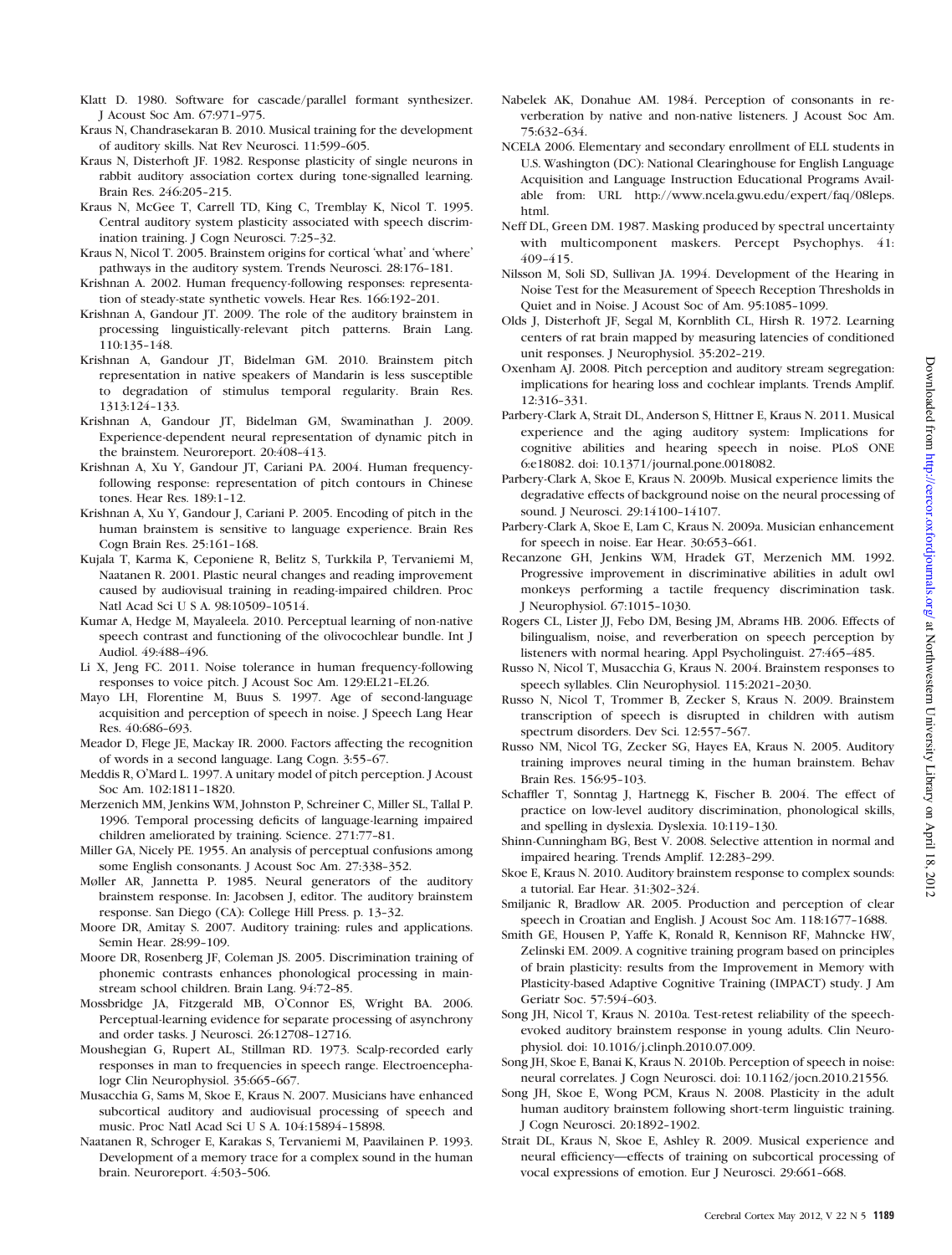Klatt D. 1980. Software for cascade/parallel formant synthesizer. J Acoust Soc Am. 67:971–975.

Kraus N, Chandrasekaran B. 2010. Musical training for the development of auditory skills. Nat Rev Neurosci. 11:599–605.

Kraus N, Disterhoft JF. 1982. Response plasticity of single neurons in rabbit auditory association cortex during tone-signalled learning. Brain Res. 246:205–215.

Kraus N, McGee T, Carrell TD, King C, Tremblay K, Nicol T. 1995. Central auditory system plasticity associated with speech discrimination training. J Cogn Neurosci. 7:25–32.

Kraus N, Nicol T. 2005. Brainstem origins for cortical 'what' and 'where' pathways in the auditory system. Trends Neurosci. 28:176–181.

Krishnan A. 2002. Human frequency-following responses: representation of steady-state synthetic vowels. Hear Res. 166:192–201.

Krishnan A, Gandour JT. 2009. The role of the auditory brainstem in processing linguistically-relevant pitch patterns. Brain Lang. 110:135–148.

Krishnan A, Gandour JT, Bidelman GM. 2010. Brainstem pitch representation in native speakers of Mandarin is less susceptible to degradation of stimulus temporal regularity. Brain Res. 1313:124–133.

Krishnan A, Gandour JT, Bidelman GM, Swaminathan J. 2009. Experience-dependent neural representation of dynamic pitch in the brainstem. Neuroreport. 20:408–413.

Krishnan A, Xu Y, Gandour JT, Cariani PA. 2004. Human frequency-following response: representation of pitch contours in Chinese tones. Hear Res. 189:1–12.

Krishnan A, Xu Y, Gandour J, Cariani P. 2005. Encoding of pitch in the human brainstem is sensitive to language experience. Brain Res Cogn Brain Res. 25:161–168.

Kujala T, Karma K, Ceponiene R, Belitz S, Turkkila P, Tervaniemi M, Naatanen R. 2001. Plastic neural changes and reading improvement caused by audiovisual training in reading-impaired children. Proc Natl Acad Sci U S A. 98:10509–10514.

Kumar A, Hedge M, Mayaleela. 2010. Perceptual learning of non-native speech contrast and functioning of the olivocochlear bundle. Int J Audiol. 49:488–496.

Li X, Jeng FC. 2011. Noise tolerance in human frequency-following responses to voice pitch. J Acoust Soc Am. 129:EL21–EL26.

Mayo LH, Florentine M, Buus S. 1997. Age of second-language acquisition and perception of speech in noise. J Speech Lang Hear Res. 40:686–693.

Meador D, Flege JE, Mackay IR. 2000. Factors affecting the recognition of words in a second language. Lang Cogn. 3:55–67.

Meddis R, O'Mard L. 1997. A unitary model of pitch perception. J Acoust Soc Am. 102:1811–1820.

Merzenich MM, Jenkins WM, Johnston P, Schreiner C, Miller SL, Tallal P. 1996. Temporal processing deficits of language-learning impaired children ameliorated by training. Science. 271:77–81.

Miller GA, Nicely PE. 1955. An analysis of perceptual confusions among some English consonants. J Acoust Soc Am. 27:338–352.

Møller AR, Jannetta P. 1985. Neural generators of the auditory brainstem response. In: Jacobsen J, editor. The auditory brainstem response. San Diego (CA): College Hill Press. p. 13–32.

Moore DR, Amitay S. 2007. Auditory training: rules and applications. Semin Hear. 28:99–109.

Moore DR, Rosenberg JF, Coleman JS. 2005. Discrimination training of phonemic contrasts enhances phonological processing in mainstream school children. Brain Lang. 94:72–85.

Mossbridge JA, Fitzgerald MB, O'Connor ES, Wright BA. 2006. Perceptual-learning evidence for separate processing of asynchrony and order tasks. J Neurosci. 26:12708–12716.

Moushegian G, Rupert AL, Stillman RD. 1973. Scalp-recorded early responses in man to frequencies in speech range. Electroencephalogr Clin Neurophysiol. 35:665–667.

Musacchia G, Sams M, Skoe E, Kraus N. 2007. Musicians have enhanced subcortical auditory and audiovisual processing of speech and music. Proc Natl Acad Sci U S A. 104:15894–15898.

Naatanen R, Schroger E, Karakas S, Tervaniemi M, Paavilainen P. 1993. Development of a memory trace for a complex sound in the human brain. Neuroreport. 4:503–506.

Nabelek AK, Donahue AM. 1984. Perception of consonants in reverberation by native and non-native listeners. J Acoust Soc Am. 75:632–634.

NCELA 2006. Elementary and secondary enrollment of ELL students in U.S. Washington (DC): National Clearinghouse for English Language Acquisition and Language Instruction Educational Programs Available from: URL http://www.ncela.gwu.edu/expert/faq/08leps.html.

Neff DL, Green DM. 1987. Masking produced by spectral uncertainty with multicomponent maskers. Percept Psychophys. 41: 409–415.

Nilsson M, Soli SD, Sullivan JA. 1994. Development of the Hearing in Noise Test for the Measurement of Speech Reception Thresholds in Quiet and in Noise. J Acoust Soc of Am. 95:1085–1099.

Olds J, Disterhoft JF, Segal M, Kornblith CL, Hirsh R. 1972. Learning centers of rat brain mapped by measuring latencies of conditioned unit responses. J Neurophysiol. 35:202–219.

Oxenham AJ. 2008. Pitch perception and auditory stream segregation: implications for hearing loss and cochlear implants. Trends Amplif. 12:316–331.

Parbery-Clark A, Strait DL, Anderson S, Hittner E, Kraus N. 2011. Musical experience and the aging auditory system: Implications for cognitive abilities and hearing speech in noise. PLoS ONE 6:e18082. doi: 10.1371/journal.pone.0018082.

Parbery-Clark A, Skoe E, Kraus N. 2009b. Musical experience limits the degradative effects of background noise on the neural processing of sound. J Neurosci. 29:14100–14107.

Parbery-Clark A, Skoe E, Lam C, Kraus N. 2009a. Musician enhancement for speech in noise. Ear Hear. 30:653–661.

Recanzone GH, Jenkins WM, Hradek GT, Merzenich MM. 1992. Progressive improvement in discriminative abilities in adult owl monkeys performing a tactile frequency discrimination task. J Neurophysiol. 67:1015–1030.

Rogers CL, Lister JJ, Febo DM, Besing JM, Abrams HB. 2006. Effects of bilingualism, noise, and reverberation on speech perception by listeners with normal hearing. Appl Psycholinguist. 27:465–485.

Russo N, Nicol T, Musacchia G, Kraus N. 2004. Brainstem responses to speech syllables. Clin Neurophysiol. 115:2021–2030.

Russo N, Nicol T, Trommer B, Zecker S, Kraus N. 2009. Brainstem transcription of speech is disrupted in children with autism spectrum disorders. Dev Sci. 12:557–567.

Russo NM, Nicol TG, Zecker SG, Hayes EA, Kraus N. 2005. Auditory training improves neural timing in the human brainstem. Behav Brain Res. 156:95–103.

Schaffler T, Sonntag J, Hartnegg K, Fischer B. 2004. The effect of practice on low-level auditory discrimination, phonological skills, and spelling in dyslexia. Dyslexia. 10:119–130.

Shinn-Cunningham BG, Best V. 2008. Selective attention in normal and impaired hearing. Trends Amplif. 12:283–299.

Skoe E, Kraus N. 2010. Auditory brainstem response to complex sounds: a tutorial. Ear Hear. 31:302–324.

Smiljanic R, Bradlow AR. 2005. Production and perception of clear speech in Croatian and English. J Acoust Soc Am. 118:1677–1688.

Smith GE, Housen P, Yaffe K, Ronald R, Kennison RF, Mahncke HW, Zelinski EM. 2009. A cognitive training program based on principles of brain plasticity: results from the Improvement in Memory with Plasticity-based Adaptive Cognitive Training (IMPACT) study. J Am Geriatr Soc. 57:594–603.

Song JH, Nicol T, Kraus N. 2010a. Test-retest reliability of the speech-evoked auditory brainstem response in young adults. Clin Neurophysiol. doi: 10.1016/j.clinph.2010.07.009.

Song JH, Skoe E, Banai K, Kraus N. 2010b. Perception of speech in noise: neural correlates. J Cogn Neurosci. doi: 10.1162/jocn.2010.21556.

Song JH, Skoe E, Wong PCM, Kraus N. 2008. Plasticity in the adult human auditory brainstem following short-term linguistic training. J Cogn Neurosci. 20:1892–1902.

Strait DL, Kraus N, Skoe E, Ashley R. 2009. Musical experience and neural efficiency—effects of training on subcortical processing of vocal expressions of emotion. Eur J Neurosci. 29:661–668.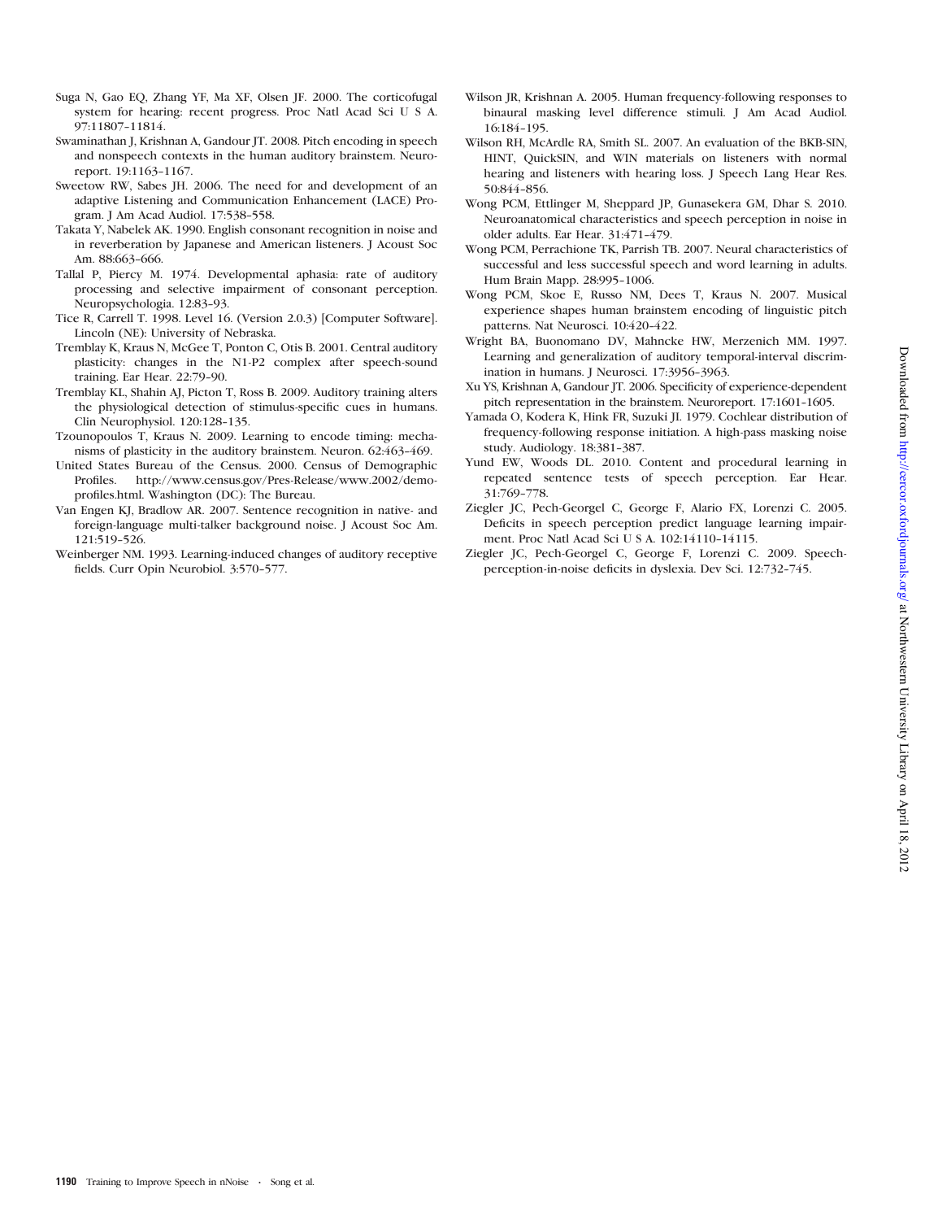Suga N, Gao EQ, Zhang YF, Ma XF, Olsen JF. 2000. The corticofugal system for hearing: recent progress. Proc Natl Acad Sci U S A. 97:11807–11814.

Swaminathan J, Krishnan A, Gandour JT. 2008. Pitch encoding in speech and nonspeech contexts in the human auditory brainstem. Neuroreport. 19:1163–1167.

Sweetow RW, Sabes JH. 2006. The need for and development of an adaptive Listening and Communication Enhancement (LACE) Program. J Am Acad Audiol. 17:538–558.

Takata Y, Nabelek AK. 1990. English consonant recognition in noise and in reverberation by Japanese and American listeners. J Acoust Soc Am. 88:663–666.

Tallal P, Piercy M. 1974. Developmental aphasia: rate of auditory processing and selective impairment of consonant perception. Neuropsychologia. 12:83–93.

Tice R, Carrell T. 1998. Level 16. (Version 2.0.3) [Computer Software]. Lincoln (NE): University of Nebraska.

Tremblay K, Kraus N, McGee T, Ponton C, Otis B. 2001. Central auditory plasticity: changes in the N1-P2 complex after speech-sound training. Ear Hear. 22:79–90.

Tremblay KL, Shahin AJ, Picton T, Ross B. 2009. Auditory training alters the physiological detection of stimulus-specific cues in humans. Clin Neurophysiol. 120:128–135.

Tzounopoulos T, Kraus N. 2009. Learning to encode timing: mechanisms of plasticity in the auditory brainstem. Neuron. 62:463–469.

United States Bureau of the Census. 2000. Census of Demographic Profiles. http://www.census.gov/Pres-Release/www.2002/demoprofiles.html. Washington (DC): The Bureau.

Van Engen KJ, Bradlow AR. 2007. Sentence recognition in native- and foreign-language multi-talker background noise. J Acoust Soc Am. 121:519–526.

Weinberger NM. 1993. Learning-induced changes of auditory receptive fields. Curr Opin Neurobiol. 3:570–577.

Wilson JR, Krishnan A. 2005. Human frequency-following responses to binaural masking level difference stimuli. J Am Acad Audiol. 16:184–195.

Wilson RH, McArdle RA, Smith SL. 2007. An evaluation of the BKB-SIN, HINT, QuickSIN, and WIN materials on listeners with normal hearing and listeners with hearing loss. J Speech Lang Hear Res. 50:844–856.

Wong PCM, Ettlinger M, Sheppard JP, Gunasekera GM, Dhar S. 2010. Neuroanatomical characteristics and speech perception in noise in older adults. Ear Hear. 31:471–479.

Wong PCM, Perrachione TK, Parrish TB. 2007. Neural characteristics of successful and less successful speech and word learning in adults. Hum Brain Mapp. 28:995–1006.

Wong PCM, Skoe E, Russo NM, Dees T, Kraus N. 2007. Musical experience shapes human brainstem encoding of linguistic pitch patterns. Nat Neurosci. 10:420–422.

Wright BA, Buonomano DV, Mahncke HW, Merzenich MM. 1997. Learning and generalization of auditory temporal-interval discrimination in humans. J Neurosci. 17:3956–3963.

Xu YS, Krishnan A, Gandour JT. 2006. Specificity of experience-dependent pitch representation in the brainstem. Neuroreport. 17:1601–1605.

Yamada O, Kodera K, Hink FR, Suzuki JI. 1979. Cochlear distribution of frequency-following response initiation. A high-pass masking noise study. Audiology. 18:381–387.

Yund EW, Woods DL. 2010. Content and procedural learning in repeated sentence tests of speech perception. Ear Hear. 31:769–778.

Ziegler JC, Pech-Georgel C, George F, Alario FX, Lorenzi C. 2005. Deficits in speech perception predict language learning impairment. Proc Natl Acad Sci U S A. 102:14110–14115.

Ziegler JC, Pech-Georgel C, George F, Lorenzi C. 2009. Speech-perception-in-noise deficits in dyslexia. Dev Sci. 12:732–745.